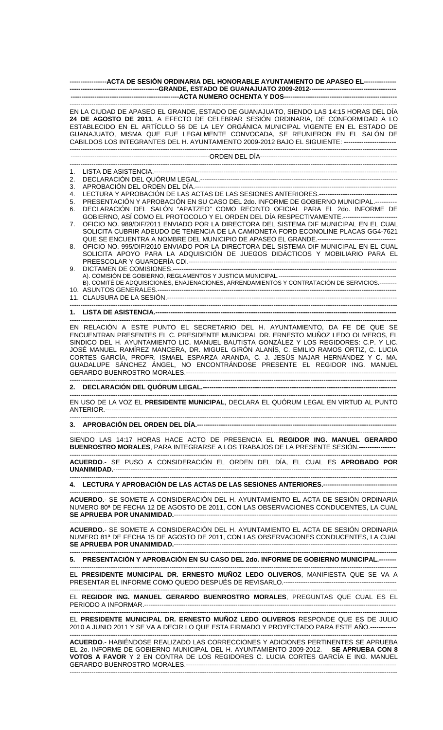**-----------------ACTA DE SESIÓN ORDINARIA DEL HONORABLE AYUNTAMIENTO DE APASEO EL---------------**
**------------------------------------------GRANDE, ESTADO DE GUANAJUATO 2009-2012----------------------------------------**
**-----------------------------------------------ACTA NUMERO OCHENTA Y DOS-----------------------------------------------**

-------------------------------------------------------------------------------------------------------------------------------

EN LA CIUDAD DE APASEO EL GRANDE, ESTADO DE GUANAJUATO, SIENDO LAS 14:15 HORAS DEL DÍA **24 DE AGOSTO DE 2011**, A EFECTO DE CELEBRAR SESIÓN ORDINARIA, DE CONFORMIDAD A LO ESTABLECIDO EN EL ARTÍCULO 56 DE LA LEY ORGÁNICA MUNICIPAL VIGENTE EN EL ESTADO DE GUANAJUATO, MISMA QUE FUE LEGALMENTE CONVOCADA, SE REUNIERON EN EL SALÓN DE CABILDOS LOS INTEGRANTES DEL H. AYUNTAMIENTO 2009-2012 BAJO EL SIGUIENTE: -------------------------

-------------------------------------------------------------------------------------------------------------------------------

-----------------------------------------------------------------ORDEN DEL DÍA-----------------------------------------------------------------

-------------------------------------------------------------------------------------------------------------------------------

1. LISTA DE ASISTENCIA.--------------------------------------------------------------------------------------------------------------
2. DECLARACIÓN DEL QUÓRUM LEGAL.----------------------------------------------------------------------------------------
3. APROBACIÓN DEL ORDEN DEL DÍA.------------------------------------------------------------------------------------------
4. LECTURA Y APROBACIÓN DE LAS ACTAS DE LAS SESIONES ANTERIORES.------------------------------------
5. PRESENTACIÓN Y APROBACIÓN EN SU CASO DEL 2do. INFORME DE GOBIERNO MUNICIPAL.----------
6. DECLARACIÓN DEL SALÓN "APATZEO" COMO RECINTO OFICIAL PARA EL 2do. INFORME DE GOBIERNO, ASÍ COMO EL PROTOCOLO Y EL ORDEN DEL DÍA RESPECTIVAMENTE.--------------------------
7. OFICIO NO. 989/DIF/2011 ENVIADO POR LA DIRECTORA DEL SISTEMA DIF MUNICIPAL EN EL CUAL SOLICITA CUBRIR ADEUDO DE TENENCIA DE LA CAMIONETA FORD ECONOLINE PLACAS GG4-7621 QUE SE ENCUENTRA A NOMBRE DEL MUNICIPIO DE APASEO EL GRANDE.-------------------------------------
8. OFICIO NO. 995/DIF/2010 ENVIADO POR LA DIRECTORA DEL SISTEMA DIF MUNICIPAL EN EL CUAL SOLICITA APOYO PARA LA ADQUISICIÓN DE JUEGOS DIDÁCTICOS Y MOBILIARIO PARA EL PREESCOLAR Y GUARDERÍA CDI.------------------------------------------------------------------------------------------
9. DICTAMEN DE COMISIONES.------------------------------------------------------------------------------------------------
   A). COMISIÓN DE GOBIERNO, REGLAMENTOS Y JUSTICIA MUNICIPAL.--------------------------------------------------
   B). COMITÉ DE ADQUISICIONES, ENAJENACIONES, ARRENDAMIENTOS Y CONTRATACIÓN DE SERVICIOS.---------
10. ASUNTOS GENERALES.-----------------------------------------------------------------------------------------------------
11. CLAUSURA DE LA SESIÓN.------------------------------------------------------------------------------------------------

-------------------------------------------------------------------------------------------------------------------------------

**1. LISTA DE ASISTENCIA.--------------------------------------------------------------------------------------------------------**

-------------------------------------------------------------------------------------------------------------------------------

EN RELACIÓN A ESTE PUNTO EL SECRETARIO DEL H. AYUNTAMIENTO, DA FE DE QUE SE ENCUENTRAN PRESENTES EL C. PRESIDENTE MUNICIPAL DR. ERNESTO MUÑOZ LEDO OLIVEROS, EL SINDICO DEL H. AYUNTAMIENTO LIC. MANUEL BAUTISTA GONZÁLEZ Y LOS REGIDORES: C.P. Y LIC. JOSÉ MANUEL RAMÍREZ MANCERA, DR. MIGUEL GIRÓN ALANÍS, C. EMILIO RAMOS ORTIZ, C. LUCIA CORTES GARCÍA, PROFR. ISMAEL ESPARZA ARANDA, C. J. JESÚS NAJAR HERNÁNDEZ Y C. MA. GUADALUPE SÁNCHEZ ÁNGEL, NO ENCONTRÁNDOSE PRESENTE EL REGIDOR ING. MANUEL GERARDO BUENROSTRO MORALES.-------------------------------------------------------------------------------------

-------------------------------------------------------------------------------------------------------------------------------

**2. DECLARACIÓN DEL QUÓRUM LEGAL.---------------------------------------------------------------------------------**

-------------------------------------------------------------------------------------------------------------------------------

EN USO DE LA VOZ EL **PRESIDENTE MUNICIPAL**, DECLARA EL QUÓRUM LEGAL EN VIRTUD AL PUNTO ANTERIOR.----------------------------------------------------------------------------------------------------------------

-------------------------------------------------------------------------------------------------------------------------------

**3. APROBACIÓN DEL ORDEN DEL DÍA.---------------------------------------------------------------------------------------**

-------------------------------------------------------------------------------------------------------------------------------

SIENDO LAS 14:17 HORAS HACE ACTO DE PRESENCIA EL **REGIDOR ING. MANUEL GERARDO BUENROSTRO MORALES**, PARA INTEGRARSE A LOS TRABAJOS DE LA PRESENTE SESIÓN.-----------------

-------------------------------------------------------------------------------------------------------------------------------

**ACUERDO**.- SE PUSO A CONSIDERACIÓN EL ORDEN DEL DÍA, EL CUAL ES **APROBADO POR UNANIMIDAD.**-------------------------------------------------------------------------------------------------------------

-------------------------------------------------------------------------------------------------------------------------------

**4. LECTURA Y APROBACIÓN DE LAS ACTAS DE LAS SESIONES ANTERIORES.----------------------------------**

-------------------------------------------------------------------------------------------------------------------------------

**ACUERDO.**- SE SOMETE A CONSIDERACIÓN DEL H. AYUNTAMIENTO EL ACTA DE SESIÓN ORDINARIA NUMERO 80ª DE FECHA 12 DE AGOSTO DE 2011, CON LAS OBSERVACIONES CONDUCENTES, LA CUAL **SE APRUEBA POR UNANIMIDAD.**-------------------------------------------------------------------------------------

-------------------------------------------------------------------------------------------------------------------------------

**ACUERDO.**- SE SOMETE A CONSIDERACIÓN DEL H. AYUNTAMIENTO EL ACTA DE SESIÓN ORDINARIA NUMERO 81ª DE FECHA 15 DE AGOSTO DE 2011, CON LAS OBSERVACIONES CONDUCENTES, LA CUAL **SE APRUEBA POR UNANIMIDAD.**-------------------------------------------------------------------------------------

-------------------------------------------------------------------------------------------------------------------------------

**5. PRESENTACIÓN Y APROBACIÓN EN SU CASO DEL 2do. INFORME DE GOBIERNO MUNICIPAL.--------**

-------------------------------------------------------------------------------------------------------------------------------

EL **PRESIDENTE MUNICIPAL DR. ERNESTO MUÑOZ LEDO OLIVEROS**, MANIFIESTA QUE SE VA A PRESENTAR EL INFORME COMO QUEDO DESPUÉS DE REVISARLO.---------------------------------------------------

-------------------------------------------------------------------------------------------------------------------------------

EL **REGIDOR ING. MANUEL GERARDO BUENROSTRO MORALES**, PREGUNTAS QUE CUAL ES EL PERIODO A INFORMAR.--------------------------------------------------------------------------------------------------

-------------------------------------------------------------------------------------------------------------------------------

EL **PRESIDENTE MUNICIPAL DR. ERNESTO MUÑOZ LEDO OLIVEROS** RESPONDE QUE ES DE JULIO 2010 A JUNIO 2011 Y SE VA A DECIR LO QUE ESTA FIRMADO Y PROYECTADO PARA ESTE AÑO.------------

-------------------------------------------------------------------------------------------------------------------------------

**ACUERDO**.- HABIÉNDOSE REALIZADO LAS CORRECCIONES Y ADICIONES PERTINENTES SE APRUEBA EL 2o. INFORME DE GOBIERNO MUNICIPAL DEL H. AYUNTAMIENTO 2009-2012. **SE APRUEBA CON 8 VOTOS A FAVOR** Y 2 EN CONTRA DE LOS REGIDORES C. LUCIA CORTES GARCÍA E ING. MANUEL GERARDO BUENROSTRO MORALES.----------------------------------------------------------------------------------------

-------------------------------------------------------------------------------------------------------------------------------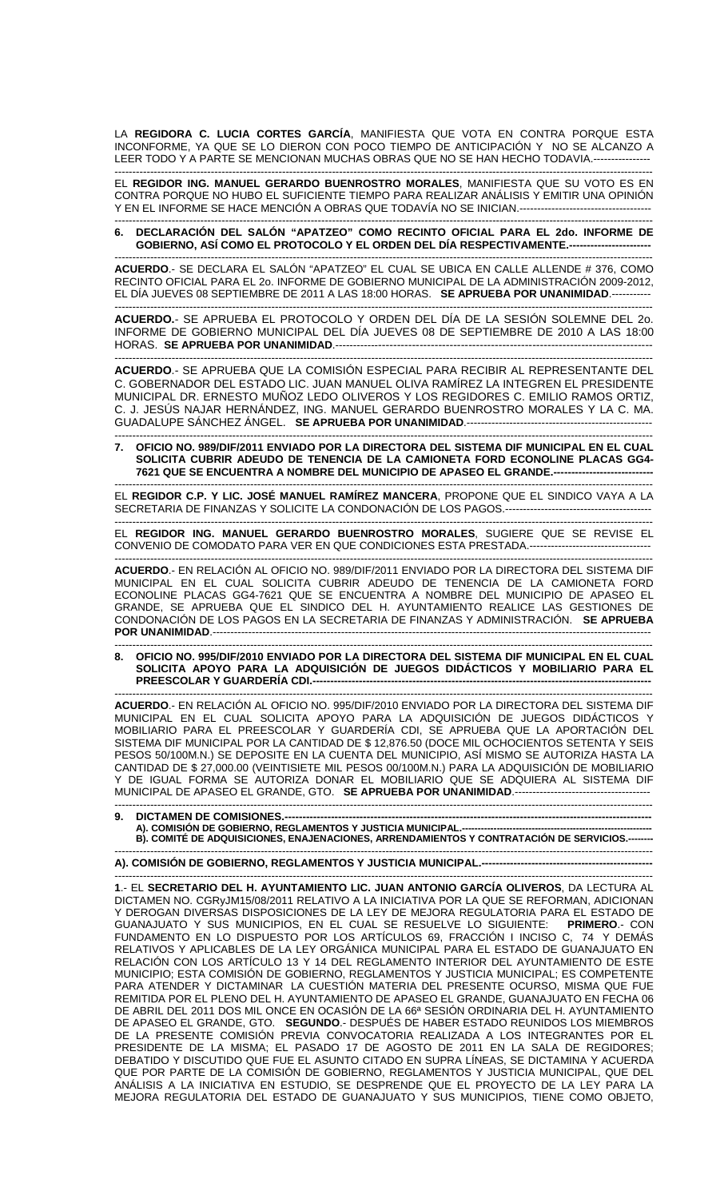LA **REGIDORA C. LUCIA CORTES GARCÍA**, MANIFIESTA QUE VOTA EN CONTRA PORQUE ESTA INCONFORME, YA QUE SE LO DIERON CON POCO TIEMPO DE ANTICIPACIÓN Y NO SE ALCANZO A LEER TODO Y A PARTE SE MENCIONAN MUCHAS OBRAS QUE NO SE HAN HECHO TODAVIA.----------------

EL **REGIDOR ING. MANUEL GERARDO BUENROSTRO MORALES**, MANIFIESTA QUE SU VOTO ES EN CONTRA PORQUE NO HUBO EL SUFICIENTE TIEMPO PARA REALIZAR ANÁLISIS Y EMITIR UNA OPINIÓN Y EN EL INFORME SE HACE MENCIÓN A OBRAS QUE TODAVÍA NO SE INICIAN.--------------------------------------

**6. DECLARACIÓN DEL SALÓN "APATZEO" COMO RECINTO OFICIAL PARA EL 2do. INFORME DE GOBIERNO, ASÍ COMO EL PROTOCOLO Y EL ORDEN DEL DÍA RESPECTIVAMENTE.------------------------**

**ACUERDO**.- SE DECLARA EL SALÓN "APATZEO" EL CUAL SE UBICA EN CALLE ALLENDE # 376, COMO RECINTO OFICIAL PARA EL 2o. INFORME DE GOBIERNO MUNICIPAL DE LA ADMINISTRACIÓN 2009-2012, EL DÍA JUEVES 08 SEPTIEMBRE DE 2011 A LAS 18:00 HORAS. **SE APRUEBA POR UNANIMIDAD**.-----------

**ACUERDO.**- SE APRUEBA EL PROTOCOLO Y ORDEN DEL DÍA DE LA SESIÓN SOLEMNE DEL 2o. INFORME DE GOBIERNO MUNICIPAL DEL DÍA JUEVES 08 DE SEPTIEMBRE DE 2010 A LAS 18:00 HORAS. **SE APRUEBA POR UNANIMIDAD**.---------------------------------------------------------------------------------

**ACUERDO**.- SE APRUEBA QUE LA COMISIÓN ESPECIAL PARA RECIBIR AL REPRESENTANTE DEL C. GOBERNADOR DEL ESTADO LIC. JUAN MANUEL OLIVA RAMÍREZ LA INTEGREN EL PRESIDENTE MUNICIPAL DR. ERNESTO MUÑOZ LEDO OLIVEROS Y LOS REGIDORES C. EMILIO RAMOS ORTIZ, C. J. JESÚS NAJAR HERNÁNDEZ, ING. MANUEL GERARDO BUENROSTRO MORALES Y LA C. MA. GUADALUPE SÁNCHEZ ÁNGEL. **SE APRUEBA POR UNANIMIDAD**.---------------------------------------------------

**7. OFICIO NO. 989/DIF/2011 ENVIADO POR LA DIRECTORA DEL SISTEMA DIF MUNICIPAL EN EL CUAL SOLICITA CUBRIR ADEUDO DE TENENCIA DE LA CAMIONETA FORD ECONOLINE PLACAS GG4-7621 QUE SE ENCUENTRA A NOMBRE DEL MUNICIPIO DE APASEO EL GRANDE.----------------------------**

EL **REGIDOR C.P. Y LIC. JOSÉ MANUEL RAMÍREZ MANCERA**, PROPONE QUE EL SINDICO VAYA A LA SECRETARIA DE FINANZAS Y SOLICITE LA CONDONACIÓN DE LOS PAGOS.------------------------------------------

EL **REGIDOR ING. MANUEL GERARDO BUENROSTRO MORALES**, SUGIERE QUE SE REVISE EL CONVENIO DE COMODATO PARA VER EN QUE CONDICIONES ESTA PRESTADA.-----------------------------------

**ACUERDO**.- EN RELACIÓN AL OFICIO NO. 989/DIF/2011 ENVIADO POR LA DIRECTORA DEL SISTEMA DIF MUNICIPAL EN EL CUAL SOLICITA CUBRIR ADEUDO DE TENENCIA DE LA CAMIONETA FORD ECONOLINE PLACAS GG4-7621 QUE SE ENCUENTRA A NOMBRE DEL MUNICIPIO DE APASEO EL GRANDE, SE APRUEBA QUE EL SINDICO DEL H. AYUNTAMIENTO REALICE LAS GESTIONES DE CONDONACIÓN DE LOS PAGOS EN LA SECRETARIA DE FINANZAS Y ADMINISTRACIÓN. **SE APRUEBA POR UNANIMIDAD**.---------------------------------------------------------------------------------------------------------------

**8. OFICIO NO. 995/DIF/2010 ENVIADO POR LA DIRECTORA DEL SISTEMA DIF MUNICIPAL EN EL CUAL SOLICITA APOYO PARA LA ADQUISICIÓN DE JUEGOS DIDÁCTICOS Y MOBILIARIO PARA EL PREESCOLAR Y GUARDERÍA CDI.----------------------------------------------------------------------------------------**

**ACUERDO**.- EN RELACIÓN AL OFICIO NO. 995/DIF/2010 ENVIADO POR LA DIRECTORA DEL SISTEMA DIF MUNICIPAL EN EL CUAL SOLICITA APOYO PARA LA ADQUISICIÓN DE JUEGOS DIDÁCTICOS Y MOBILIARIO PARA EL PREESCOLAR Y GUARDERÍA CDI, SE APRUEBA QUE LA APORTACIÓN DEL SISTEMA DIF MUNICIPAL POR LA CANTIDAD DE $ 12,876.50 (DOCE MIL OCHOCIENTOS SETENTA Y SEIS PESOS 50/100M.N.) SE DEPOSITE EN LA CUENTA DEL MUNICIPIO, ASÍ MISMO SE AUTORIZA HASTA LA CANTIDAD DE $ 27,000.00 (VEINTISIETE MIL PESOS 00/100M.N.) PARA LA ADQUISICIÓN DE MOBILIARIO Y DE IGUAL FORMA SE AUTORIZA DONAR EL MOBILIARIO QUE SE ADQUIERA AL SISTEMA DIF MUNICIPAL DE APASEO EL GRANDE, GTO. **SE APRUEBA POR UNANIMIDAD**.--------------------------------------

**9. DICTAMEN DE COMISIONES.------------------------------------------------------------------------------------------------**
**A). COMISIÓN DE GOBIERNO, REGLAMENTOS Y JUSTICIA MUNICIPAL.-----------------------------------------------------**
**B). COMITÉ DE ADQUISICIONES, ENAJENACIONES, ARRENDAMIENTOS Y CONTRATACIÓN DE SERVICIOS.--------**

**A). COMISIÓN DE GOBIERNO, REGLAMENTOS Y JUSTICIA MUNICIPAL.------------------------------------------------**

**1**.- EL **SECRETARIO DEL H. AYUNTAMIENTO LIC. JUAN ANTONIO GARCÍA OLIVEROS**, DA LECTURA AL DICTAMEN NO. CGRyJM15/08/2011 RELATIVO A LA INICIATIVA POR LA QUE SE REFORMAN, ADICIONAN Y DEROGAN DIVERSAS DISPOSICIONES DE LA LEY DE MEJORA REGULATORIA PARA EL ESTADO DE GUANAJUATO Y SUS MUNICIPIOS, EN EL CUAL SE RESUELVE LO SIGUIENTE: **PRIMERO**.- CON FUNDAMENTO EN LO DISPUESTO POR LOS ARTÍCULOS 69, FRACCIÓN I INCISO C, 74 Y DEMÁS RELATIVOS Y APLICABLES DE LA LEY ORGÁNICA MUNICIPAL PARA EL ESTADO DE GUANAJUATO EN RELACIÓN CON LOS ARTÍCULO 13 Y 14 DEL REGLAMENTO INTERIOR DEL AYUNTAMIENTO DE ESTE MUNICIPIO; ESTA COMISIÓN DE GOBIERNO, REGLAMENTOS Y JUSTICIA MUNICIPAL; ES COMPETENTE PARA ATENDER Y DICTAMINAR LA CUESTIÓN MATERIA DEL PRESENTE OCURSO, MISMA QUE FUE REMITIDA POR EL PLENO DEL H. AYUNTAMIENTO DE APASEO EL GRANDE, GUANAJUATO EN FECHA 06 DE ABRIL DEL 2011 DOS MIL ONCE EN OCASIÓN DE LA 66ª SESIÓN ORDINARIA DEL H. AYUNTAMIENTO DE APASEO EL GRANDE, GTO. **SEGUNDO**.- DESPUÉS DE HABER ESTADO REUNIDOS LOS MIEMBROS DE LA PRESENTE COMISIÓN PREVIA CONVOCATORIA REALIZADA A LOS INTEGRANTES POR EL PRESIDENTE DE LA MISMA; EL PASADO 17 DE AGOSTO DE 2011 EN LA SALA DE REGIDORES; DEBATIDO Y DISCUTIDO QUE FUE EL ASUNTO CITADO EN SUPRA LÍNEAS, SE DICTAMINA Y ACUERDA QUE POR PARTE DE LA COMISIÓN DE GOBIERNO, REGLAMENTOS Y JUSTICIA MUNICIPAL, QUE DEL ANÁLISIS A LA INICIATIVA EN ESTUDIO, SE DESPRENDE QUE EL PROYECTO DE LA LEY PARA LA MEJORA REGULATORIA DEL ESTADO DE GUANAJUATO Y SUS MUNICIPIOS, TIENE COMO OBJETO,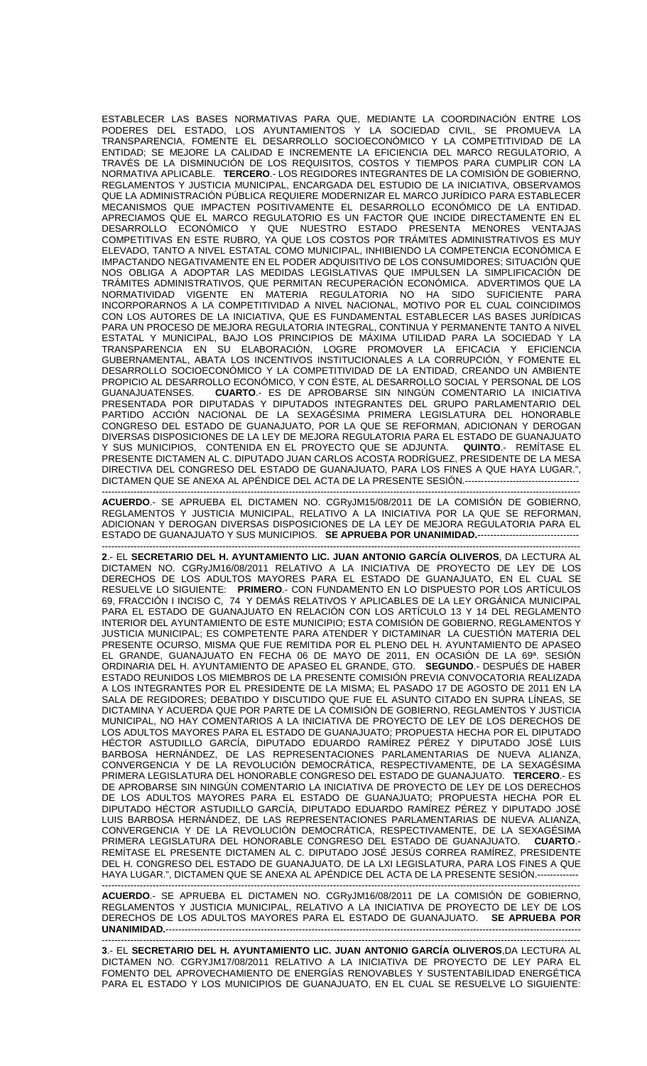ESTABLECER LAS BASES NORMATIVAS PARA QUE, MEDIANTE LA COORDINACIÓN ENTRE LOS PODERES DEL ESTADO, LOS AYUNTAMIENTOS Y LA SOCIEDAD CIVIL, SE PROMUEVA LA TRANSPARENCIA, FOMENTE EL DESARROLLO SOCIOECONÓMICO Y LA COMPETITIVIDAD DE LA ENTIDAD; SE MEJORE LA CALIDAD E INCREMENTE LA EFICIENCIA DEL MARCO REGULATORIO, A TRAVÉS DE LA DISMINUCIÓN DE LOS REQUISITOS, COSTOS Y TIEMPOS PARA CUMPLIR CON LA NORMATIVA APLICABLE. **TERCERO**.- LOS REGIDORES INTEGRANTES DE LA COMISIÓN DE GOBIERNO, REGLAMENTOS Y JUSTICIA MUNICIPAL, ENCARGADA DEL ESTUDIO DE LA INICIATIVA, OBSERVAMOS QUE LA ADMINISTRACIÓN PÚBLICA REQUIERE MODERNIZAR EL MARCO JURÍDICO PARA ESTABLECER MECANISMOS QUE IMPACTEN POSITIVAMENTE EL DESARROLLO ECONÓMICO DE LA ENTIDAD. APRECIAMOS QUE EL MARCO REGULATORIO ES UN FACTOR QUE INCIDE DIRECTAMENTE EN EL DESARROLLO ECONÓMICO Y QUE NUESTRO ESTADO PRESENTA MENORES VENTAJAS COMPETITIVAS EN ESTE RUBRO, YA QUE LOS COSTOS POR TRÁMITES ADMINISTRATIVOS ES MUY ELEVADO, TANTO A NIVEL ESTATAL COMO MUNICIPAL, INHIBIENDO LA COMPETENCIA ECONÓMICA E IMPACTANDO NEGATIVAMENTE EN EL PODER ADQUISITIVO DE LOS CONSUMIDORES; SITUACIÓN QUE NOS OBLIGA A ADOPTAR LAS MEDIDAS LEGISLATIVAS QUE IMPULSEN LA SIMPLIFICACIÓN DE TRÁMITES ADMINISTRATIVOS, QUE PERMITAN RECUPERACIÓN ECONÓMICA. ADVERTIMOS QUE LA NORMATIVIDAD VIGENTE EN MATERIA REGULATORIA NO HA SIDO SUFICIENTE PARA INCORPORARNOS A LA COMPETITIVIDAD A NIVEL NACIONAL, MOTIVO POR EL CUAL COINCIDIMOS CON LOS AUTORES DE LA INICIATIVA, QUE ES FUNDAMENTAL ESTABLECER LAS BASES JURÍDICAS PARA UN PROCESO DE MEJORA REGULATORIA INTEGRAL, CONTINUA Y PERMANENTE TANTO A NIVEL ESTATAL Y MUNICIPAL, BAJO LOS PRINCIPIOS DE MÁXIMA UTILIDAD PARA LA SOCIEDAD Y LA TRANSPARENCIA EN SU ELABORACIÓN, LOGRE PROMOVER LA EFICACIA Y EFICIENCIA GUBERNAMENTAL, ABATA LOS INCENTIVOS INSTITUCIONALES A LA CORRUPCIÓN, Y FOMENTE EL DESARROLLO SOCIOECONÓMICO Y LA COMPETITIVIDAD DE LA ENTIDAD, CREANDO UN AMBIENTE PROPICIO AL DESARROLLO ECONÓMICO, Y CON ÉSTE, AL DESARROLLO SOCIAL Y PERSONAL DE LOS GUANAJUATENSES. **CUARTO**.- ES DE APROBARSE SIN NINGÚN COMENTARIO LA INICIATIVA PRESENTADA POR DIPUTADAS Y DIPUTADOS INTEGRANTES DEL GRUPO PARLAMENTARIO DEL PARTIDO ACCIÓN NACIONAL DE LA SEXAGÉSIMA PRIMERA LEGISLATURA DEL HONORABLE CONGRESO DEL ESTADO DE GUANAJUATO, POR LA QUE SE REFORMAN, ADICIONAN Y DEROGAN DIVERSAS DISPOSICIONES DE LA LEY DE MEJORA REGULATORIA PARA EL ESTADO DE GUANAJUATO Y SUS MUNICIPIOS, CONTENIDA EN EL PROYECTO QUE SE ADJUNTA. **QUINTO**.- REMÍTASE EL PRESENTE DICTAMEN AL C. DIPUTADO JUAN CARLOS ACOSTA RODRÍGUEZ, PRESIDENTE DE LA MESA DIRECTIVA DEL CONGRESO DEL ESTADO DE GUANAJUATO, PARA LOS FINES A QUE HAYA LUGAR.", DICTAMEN QUE SE ANEXA AL APÉNDICE DEL ACTA DE LA PRESENTE SESIÓN.------------------------------------

---

**ACUERDO**.- SE APRUEBA EL DICTAMEN NO. CGRyJM15/08/2011 DE LA COMISIÓN DE GOBIERNO, REGLAMENTOS Y JUSTICIA MUNICIPAL, RELATIVO A LA INICIATIVA POR LA QUE SE REFORMAN, ADICIONAN Y DEROGAN DIVERSAS DISPOSICIONES DE LA LEY DE MEJORA REGULATORIA PARA EL ESTADO DE GUANAJUATO Y SUS MUNICIPIOS. **SE APRUEBA POR UNANIMIDAD.**---------------------------------

---

**2**.- EL **SECRETARIO DEL H. AYUNTAMIENTO LIC. JUAN ANTONIO GARCÍA OLIVEROS**, DA LECTURA AL DICTAMEN NO. CGRyJM16/08/2011 RELATIVO A LA INICIATIVA DE PROYECTO DE LEY DE LOS DERECHOS DE LOS ADULTOS MAYORES PARA EL ESTADO DE GUANAJUATO, EN EL CUAL SE RESUELVE LO SIGUIENTE: **PRIMERO**.- CON FUNDAMENTO EN LO DISPUESTO POR LOS ARTÍCULOS 69, FRACCIÓN I INCISO C, 74 Y DEMÁS RELATIVOS Y APLICABLES DE LA LEY ORGÁNICA MUNICIPAL PARA EL ESTADO DE GUANAJUATO EN RELACIÓN CON LOS ARTÍCULO 13 Y 14 DEL REGLAMENTO INTERIOR DEL AYUNTAMIENTO DE ESTE MUNICIPIO; ESTA COMISIÓN DE GOBIERNO, REGLAMENTOS Y JUSTICIA MUNICIPAL; ES COMPETENTE PARA ATENDER Y DICTAMINAR LA CUESTIÓN MATERIA DEL PRESENTE OCURSO, MISMA QUE FUE REMITIDA POR EL PLENO DEL H. AYUNTAMIENTO DE APASEO EL GRANDE, GUANAJUATO EN FECHA 06 DE MAYO DE 2011, EN OCASIÓN DE LA 69ª. SESIÓN ORDINARIA DEL H. AYUNTAMIENTO DE APASEO EL GRANDE, GTO. **SEGUNDO**.- DESPUÉS DE HABER ESTADO REUNIDOS LOS MIEMBROS DE LA PRESENTE COMISIÓN PREVIA CONVOCATORIA REALIZADA A LOS INTEGRANTES POR EL PRESIDENTE DE LA MISMA; EL PASADO 17 DE AGOSTO DE 2011 EN LA SALA DE REGIDORES; DEBATIDO Y DISCUTIDO QUE FUE EL ASUNTO CITADO EN SUPRA LÍNEAS, SE DICTAMINA Y ACUERDA QUE POR PARTE DE LA COMISIÓN DE GOBIERNO, REGLAMENTOS Y JUSTICIA MUNICIPAL, NO HAY COMENTARIOS A LA INICIATIVA DE PROYECTO DE LEY DE LOS DERECHOS DE LOS ADULTOS MAYORES PARA EL ESTADO DE GUANAJUATO; PROPUESTA HECHA POR EL DIPUTADO HÉCTOR ASTUDILLO GARCÍA, DIPUTADO EDUARDO RAMÍREZ PÉREZ Y DIPUTADO JOSÉ LUIS BARBOSA HERNÁNDEZ, DE LAS REPRESENTACIONES PARLAMENTARIAS DE NUEVA ALIANZA, CONVERGENCIA Y DE LA REVOLUCIÓN DEMOCRÁTICA, RESPECTIVAMENTE, DE LA SEXAGÉSIMA PRIMERA LEGISLATURA DEL HONORABLE CONGRESO DEL ESTADO DE GUANAJUATO. **TERCERO**.- ES DE APROBARSE SIN NINGÚN COMENTARIO LA INICIATIVA DE PROYECTO DE LEY DE LOS DERECHOS DE LOS ADULTOS MAYORES PARA EL ESTADO DE GUANAJUATO; PROPUESTA HECHA POR EL DIPUTADO HÉCTOR ASTUDILLO GARCÍA, DIPUTADO EDUARDO RAMÍREZ PÉREZ Y DIPUTADO JOSÉ LUIS BARBOSA HERNÁNDEZ, DE LAS REPRESENTACIONES PARLAMENTARIAS DE NUEVA ALIANZA, CONVERGENCIA Y DE LA REVOLUCIÓN DEMOCRÁTICA, RESPECTIVAMENTE, DE LA SEXAGÉSIMA PRIMERA LEGISLATURA DEL HONORABLE CONGRESO DEL ESTADO DE GUANAJUATO. **CUARTO**.- REMÍTASE EL PRESENTE DICTAMEN AL C. DIPUTADO JOSÉ JESÚS CORREA RAMÍREZ, PRESIDENTE DEL H. CONGRESO DEL ESTADO DE GUANAJUATO, DE LA LXI LEGISLATURA, PARA LOS FINES A QUE HAYA LUGAR.", DICTAMEN QUE SE ANEXA AL APÉNDICE DEL ACTA DE LA PRESENTE SESIÓN.-------------

---

**ACUERDO**.- SE APRUEBA EL DICTAMEN NO. CGRyJM16/08/2011 DE LA COMISIÓN DE GOBIERNO, REGLAMENTOS Y JUSTICIA MUNICIPAL, RELATIVO A LA INICIATIVA DE PROYECTO DE LEY DE LOS DERECHOS DE LOS ADULTOS MAYORES PARA EL ESTADO DE GUANAJUATO. **SE APRUEBA POR UNANIMIDAD.**-----------------------------------------------------------------------------------------------------------

---

**3**.- EL **SECRETARIO DEL H. AYUNTAMIENTO LIC. JUAN ANTONIO GARCÍA OLIVEROS**,DA LECTURA AL DICTAMEN NO. CGRYJM17/08/2011 RELATIVO A LA INICIATIVA DE PROYECTO DE LEY PARA EL FOMENTO DEL APROVECHAMIENTO DE ENERGÍAS RENOVABLES Y SUSTENTABILIDAD ENERGÉTICA PARA EL ESTADO Y LOS MUNICIPIOS DE GUANAJUATO, EN EL CUAL SE RESUELVE LO SIGUIENTE: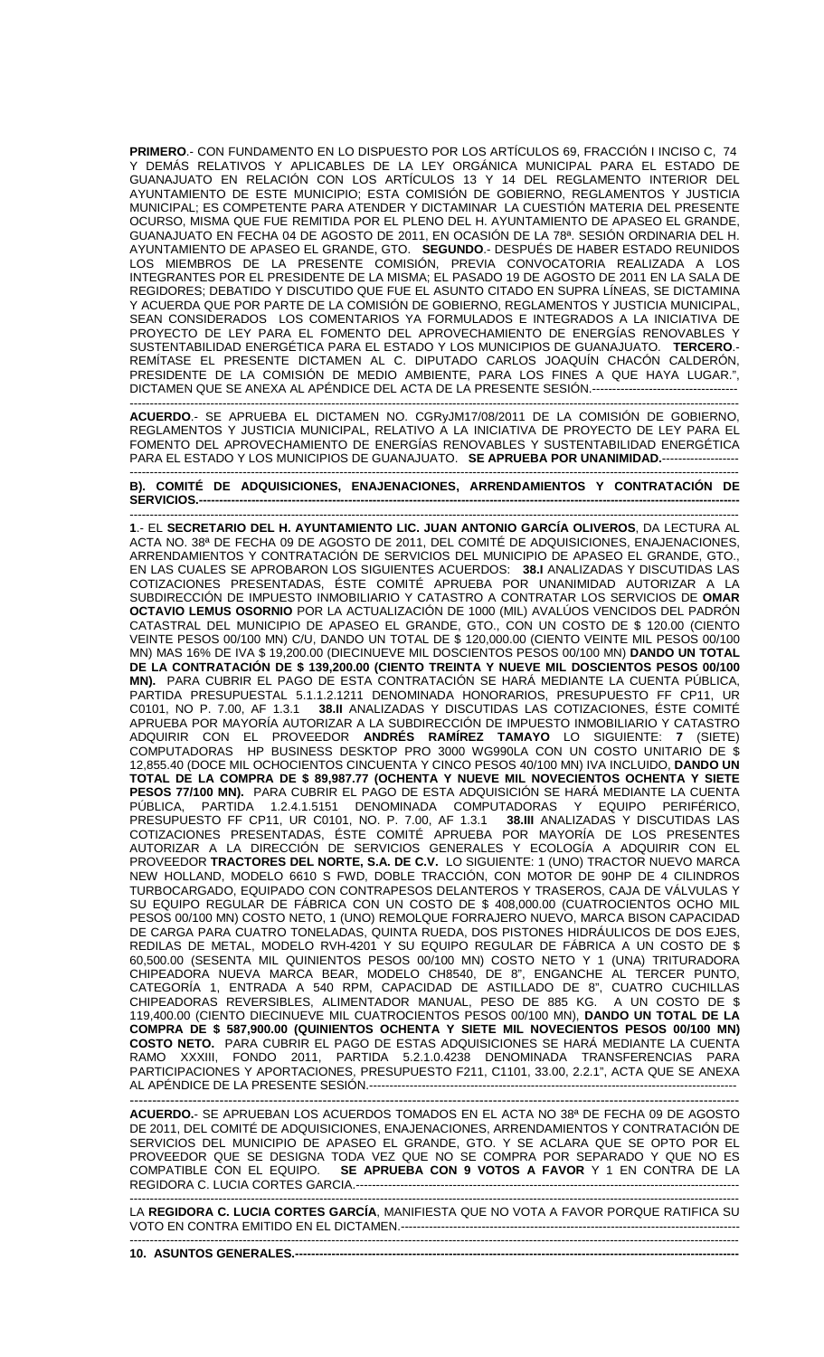**PRIMERO**.- CON FUNDAMENTO EN LO DISPUESTO POR LOS ARTÍCULOS 69, FRACCIÓN I INCISO C, 74 Y DEMÁS RELATIVOS Y APLICABLES DE LA LEY ORGÁNICA MUNICIPAL PARA EL ESTADO DE GUANAJUATO EN RELACIÓN CON LOS ARTÍCULOS 13 Y 14 DEL REGLAMENTO INTERIOR DEL AYUNTAMIENTO DE ESTE MUNICIPIO; ESTA COMISIÓN DE GOBIERNO, REGLAMENTOS Y JUSTICIA MUNICIPAL; ES COMPETENTE PARA ATENDER Y DICTAMINAR LA CUESTIÓN MATERIA DEL PRESENTE OCURSO, MISMA QUE FUE REMITIDA POR EL PLENO DEL H. AYUNTAMIENTO DE APASEO EL GRANDE, GUANAJUATO EN FECHA 04 DE AGOSTO DE 2011, EN OCASIÓN DE LA 78ª. SESIÓN ORDINARIA DEL H. AYUNTAMIENTO DE APASEO EL GRANDE, GTO. **SEGUNDO**.- DESPUÉS DE HABER ESTADO REUNIDOS LOS MIEMBROS DE LA PRESENTE COMISIÓN, PREVIA CONVOCATORIA REALIZADA A LOS INTEGRANTES POR EL PRESIDENTE DE LA MISMA; EL PASADO 19 DE AGOSTO DE 2011 EN LA SALA DE REGIDORES; DEBATIDO Y DISCUTIDO QUE FUE EL ASUNTO CITADO EN SUPRA LÍNEAS, SE DICTAMINA Y ACUERDA QUE POR PARTE DE LA COMISIÓN DE GOBIERNO, REGLAMENTOS Y JUSTICIA MUNICIPAL, SEAN CONSIDERADOS LOS COMENTARIOS YA FORMULADOS E INTEGRADOS A LA INICIATIVA DE PROYECTO DE LEY PARA EL FOMENTO DEL APROVECHAMIENTO DE ENERGÍAS RENOVABLES Y SUSTENTABILIDAD ENERGÉTICA PARA EL ESTADO Y LOS MUNICIPIOS DE GUANAJUATO. **TERCERO**.- REMÍTASE EL PRESENTE DICTAMEN AL C. DIPUTADO CARLOS JOAQUÍN CHACÓN CALDERÓN, PRESIDENTE DE LA COMISIÓN DE MEDIO AMBIENTE, PARA LOS FINES A QUE HAYA LUGAR.", DICTAMEN QUE SE ANEXA AL APÉNDICE DEL ACTA DE LA PRESENTE SESIÓN.------------------------------------

---------------------------------------------------------------------------------------------------------------------------------------------

**ACUERDO**.- SE APRUEBA EL DICTAMEN NO. CGRyJM17/08/2011 DE LA COMISIÓN DE GOBIERNO, REGLAMENTOS Y JUSTICIA MUNICIPAL, RELATIVO A LA INICIATIVA DE PROYECTO DE LEY PARA EL FOMENTO DEL APROVECHAMIENTO DE ENERGÍAS RENOVABLES Y SUSTENTABILIDAD ENERGÉTICA PARA EL ESTADO Y LOS MUNICIPIOS DE GUANAJUATO. **SE APRUEBA POR UNANIMIDAD.**-------------------

---------------------------------------------------------------------------------------------------------------------------------------------

**B). COMITÉ DE ADQUISICIONES, ENAJENACIONES, ARRENDAMIENTOS Y CONTRATACIÓN DE SERVICIOS.---------------------------------------------------------------------------------------------------------------------------**

---------------------------------------------------------------------------------------------------------------------------------------------

**1**.- EL **SECRETARIO DEL H. AYUNTAMIENTO LIC. JUAN ANTONIO GARCÍA OLIVEROS**, DA LECTURA AL ACTA NO. 38ª DE FECHA 09 DE AGOSTO DE 2011, DEL COMITÉ DE ADQUISICIONES, ENAJENACIONES, ARRENDAMIENTOS Y CONTRATACIÓN DE SERVICIOS DEL MUNICIPIO DE APASEO EL GRANDE, GTO., EN LAS CUALES SE APROBARON LOS SIGUIENTES ACUERDOS: **38.I** ANALIZADAS Y DISCUTIDAS LAS COTIZACIONES PRESENTADAS, ÉSTE COMITÉ APRUEBA POR UNANIMIDAD AUTORIZAR A LA SUBDIRECCIÓN DE IMPUESTO INMOBILIARIO Y CATASTRO A CONTRATAR LOS SERVICIOS DE **OMAR OCTAVIO LEMUS OSORNIO** POR LA ACTUALIZACIÓN DE 1000 (MIL) AVALÚOS VENCIDOS DEL PADRÓN CATASTRAL DEL MUNICIPIO DE APASEO EL GRANDE, GTO., CON UN COSTO DE $ 120.00 (CIENTO VEINTE PESOS 00/100 MN) C/U, DANDO UN TOTAL DE $ 120,000.00 (CIENTO VEINTE MIL PESOS 00/100 MN) MAS 16% DE IVA $ 19,200.00 (DIECINUEVE MIL DOSCIENTOS PESOS 00/100 MN) **DANDO UN TOTAL DE LA CONTRATACIÓN DE $ 139,200.00 (CIENTO TREINTA Y NUEVE MIL DOSCIENTOS PESOS 00/100 MN).** PARA CUBRIR EL PAGO DE ESTA CONTRATACIÓN SE HARÁ MEDIANTE LA CUENTA PÚBLICA, PARTIDA PRESUPUESTAL 5.1.1.2.1211 DENOMINADA HONORARIOS, PRESUPUESTO FF CP11, UR C0101, NO P. 7.00, AF 1.3.1 **38.II** ANALIZADAS Y DISCUTIDAS LAS COTIZACIONES, ÉSTE COMITÉ APRUEBA POR MAYORÍA AUTORIZAR A LA SUBDIRECCIÓN DE IMPUESTO INMOBILIARIO Y CATASTRO ADQUIRIR CON EL PROVEEDOR **ANDRÉS RAMÍREZ TAMAYO** LO SIGUIENTE: **7** (SIETE) COMPUTADORAS HP BUSINESS DESKTOP PRO 3000 WG990LA CON UN COSTO UNITARIO DE $ 12,855.40 (DOCE MIL OCHOCIENTOS CINCUENTA Y CINCO PESOS 40/100 MN) IVA INCLUIDO, **DANDO UN TOTAL DE LA COMPRA DE $ 89,987.77 (OCHENTA Y NUEVE MIL NOVECIENTOS OCHENTA Y SIETE PESOS 77/100 MN).** PARA CUBRIR EL PAGO DE ESTA ADQUISICIÓN SE HARÁ MEDIANTE LA CUENTA PÚBLICA, PARTIDA 1.2.4.1.5151 DENOMINADA COMPUTADORAS Y EQUIPO PERIFÉRICO, PRESUPUESTO FF CP11, UR C0101, NO. P. 7.00, AF 1.3.1 **38.III** ANALIZADAS Y DISCUTIDAS LAS COTIZACIONES PRESENTADAS, ÉSTE COMITÉ APRUEBA POR MAYORÍA DE LOS PRESENTES AUTORIZAR A LA DIRECCIÓN DE SERVICIOS GENERALES Y ECOLOGÍA A ADQUIRIR CON EL PROVEEDOR **TRACTORES DEL NORTE, S.A. DE C.V.** LO SIGUIENTE: 1 (UNO) TRACTOR NUEVO MARCA NEW HOLLAND, MODELO 6610 S FWD, DOBLE TRACCIÓN, CON MOTOR DE 90HP DE 4 CILINDROS TURBOCARGADO, EQUIPADO CON CONTRAPESOS DELANTEROS Y TRASEROS, CAJA DE VÁLVULAS Y SU EQUIPO REGULAR DE FÁBRICA CON UN COSTO DE $ 408,000.00 (CUATROCIENTOS OCHO MIL PESOS 00/100 MN) COSTO NETO, 1 (UNO) REMOLQUE FORRAJERO NUEVO, MARCA BISON CAPACIDAD DE CARGA PARA CUATRO TONELADAS, QUINTA RUEDA, DOS PISTONES HIDRÁULICOS DE DOS EJES, REDILAS DE METAL, MODELO RVH-4201 Y SU EQUIPO REGULAR DE FÁBRICA A UN COSTO DE $ 60,500.00 (SESENTA MIL QUINIENTOS PESOS 00/100 MN) COSTO NETO Y 1 (UNA) TRITURADORA CHIPEADORA NUEVA MARCA BEAR, MODELO CH8540, DE 8", ENGANCHE AL TERCER PUNTO, CATEGORÍA 1, ENTRADA A 540 RPM, CAPACIDAD DE ASTILLADO DE 8", CUATRO CUCHILLAS CHIPEADORAS REVERSIBLES, ALIMENTADOR MANUAL, PESO DE 885 KG. A UN COSTO DE $ 119,400.00 (CIENTO DIECINUEVE MIL CUATROCIENTOS PESOS 00/100 MN), **DANDO UN TOTAL DE LA COMPRA DE $ 587,900.00 (QUINIENTOS OCHENTA Y SIETE MIL NOVECIENTOS PESOS 00/100 MN) COSTO NETO.** PARA CUBRIR EL PAGO DE ESTAS ADQUISICIONES SE HARÁ MEDIANTE LA CUENTA RAMO XXXIII, FONDO 2011, PARTIDA 5.2.1.0.4238 DENOMINADA TRANSFERENCIAS PARA PARTICIPACIONES Y APORTACIONES, PRESUPUESTO F211, C1101, 33.00, 2.2.1", ACTA QUE SE ANEXA AL APÉNDICE DE LA PRESENTE SESIÓN.---------------------------------------------------------------------------------

---------------------------------------------------------------------------------------------------------------------------------------------

**ACUERDO.**- SE APRUEBAN LOS ACUERDOS TOMADOS EN EL ACTA NO 38ª DE FECHA 09 DE AGOSTO DE 2011, DEL COMITÉ DE ADQUISICIONES, ENAJENACIONES, ARRENDAMIENTOS Y CONTRATACIÓN DE SERVICIOS DEL MUNICIPIO DE APASEO EL GRANDE, GTO. Y SE ACLARA QUE SE OPTO POR EL PROVEEDOR QUE SE DESIGNA TODA VEZ QUE NO SE COMPRA POR SEPARADO Y QUE NO ES COMPATIBLE CON EL EQUIPO. **SE APRUEBA CON 9 VOTOS A FAVOR** Y 1 EN CONTRA DE LA REGIDORA C. LUCIA CORTES GARCIA.---------------------------------------------------------------------------------------------

---------------------------------------------------------------------------------------------------------------------------------------------

LA **REGIDORA C. LUCIA CORTES GARCÍA**, MANIFIESTA QUE NO VOTA A FAVOR PORQUE RATIFICA SU VOTO EN CONTRA EMITIDO EN EL DICTAMEN.-----------------------------------------------------------------------------------

---------------------------------------------------------------------------------------------------------------------------------------------

**10. ASUNTOS GENERALES.-----------------------------------------------------------------------------------------------------------**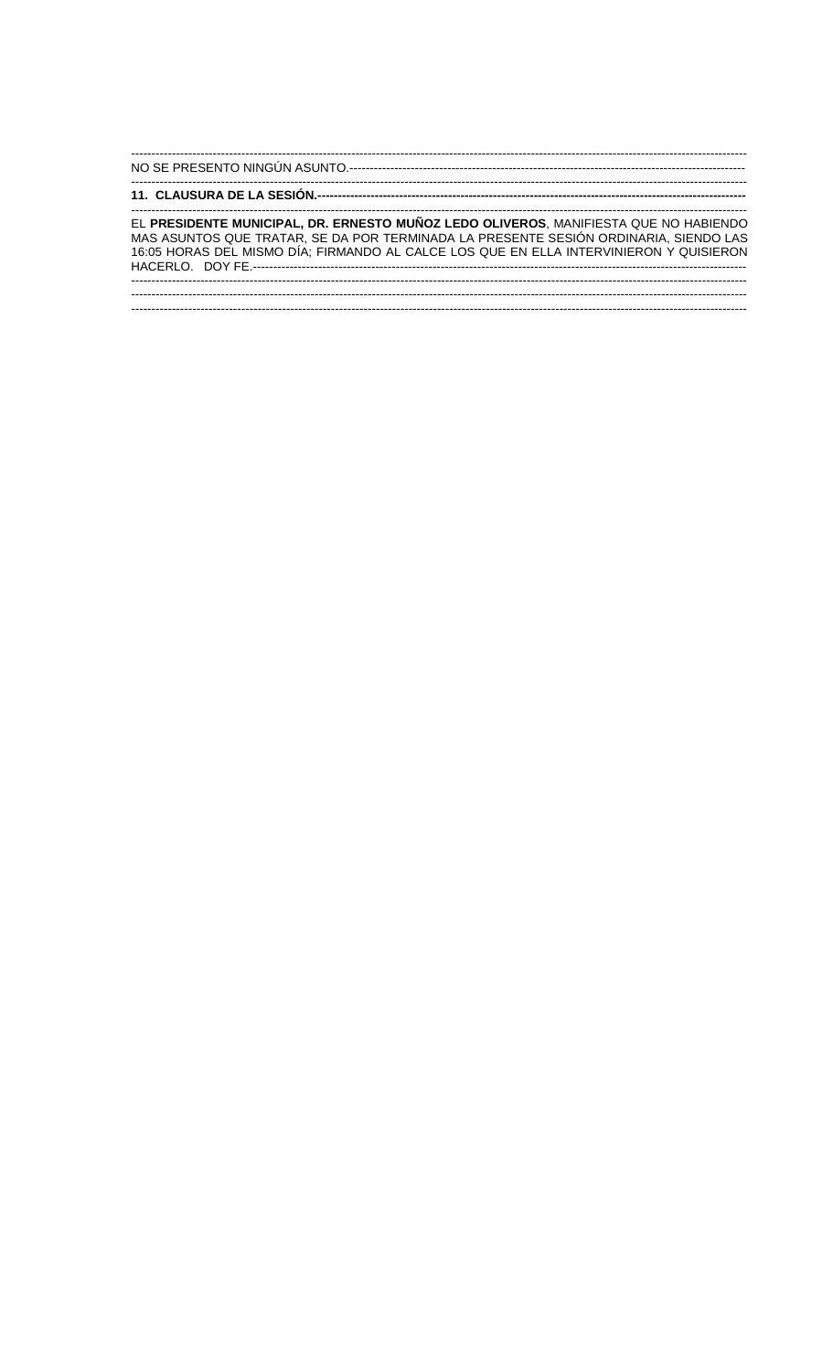NO SE PRESENTO NINGÚN ASUNTO.-------------------------------------------------------------------------------------------

**11. CLAUSURA DE LA SESIÓN.------------------------------------------------------------------------------------------------**

EL **PRESIDENTE MUNICIPAL, DR. ERNESTO MUÑOZ LEDO OLIVEROS**, MANIFIESTA QUE NO HABIENDO MAS ASUNTOS QUE TRATAR, SE DA POR TERMINADA LA PRESENTE SESIÓN ORDINARIA, SIENDO LAS 16:05 HORAS DEL MISMO DÍA; FIRMANDO AL CALCE LOS QUE EN ELLA INTERVINIERON Y QUISIERON HACERLO. DOY FE.-----------------------------------------------------------------------------------------------------------